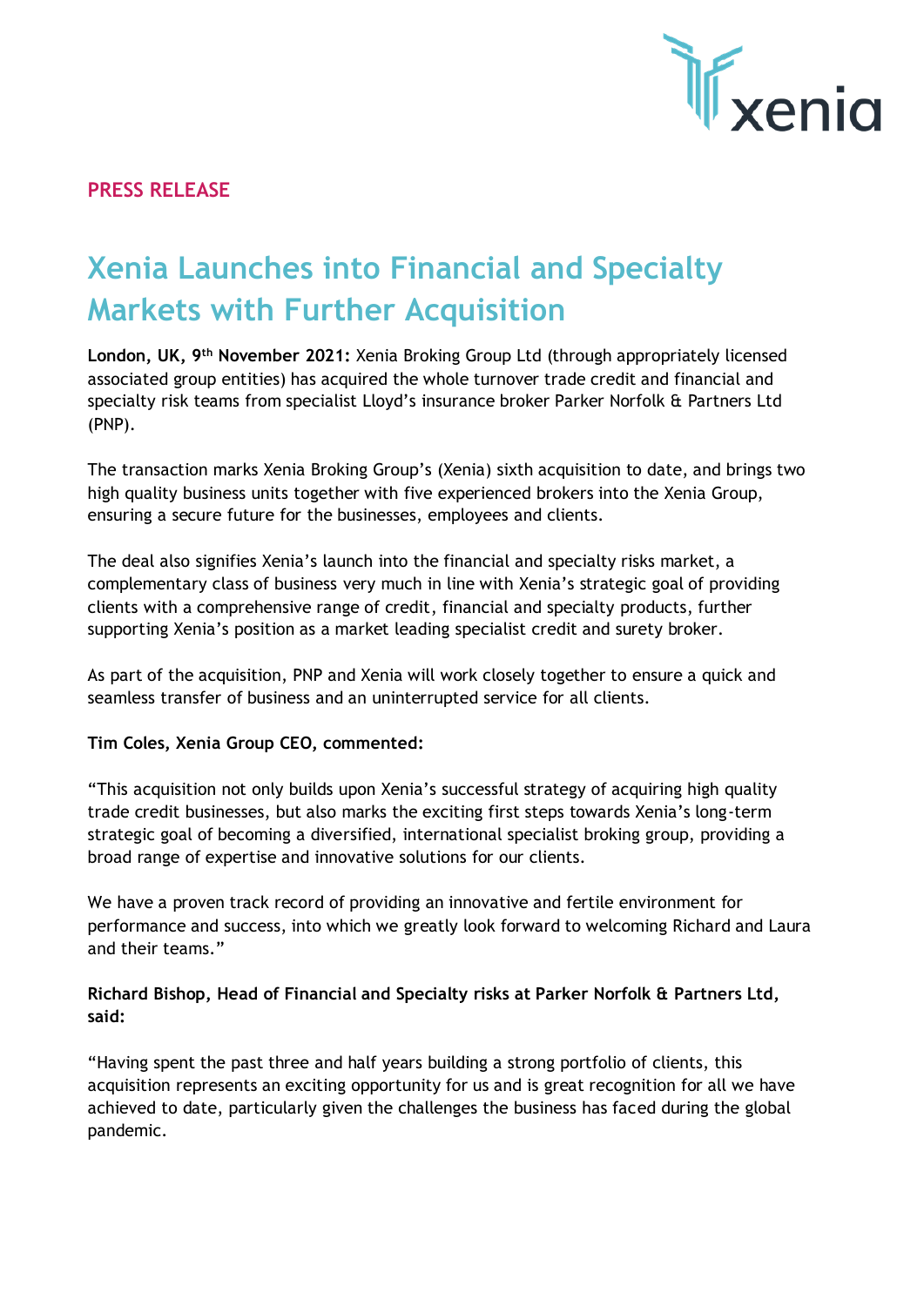**PRESS RELEASE**

# Xenia Launches into Financial and Specialty Markets with Further Acquisition

**London, UK, 9th November 2021:** Xenia Broking Group Ltd (through appropriately licensed associated group entities) has acquired the whole turnover trade credit and financial and specialty risk teams from specialist Lloyd's insurance broker Parker Norfolk & Partners Ltd (PNP).

The transaction marks Xenia Broking Group's (Xenia) sixth acquisition to date, and brings two high quality business units together with five experienced brokers into the Xenia Group, ensuring a secure future for the businesses, employees and clients.

The deal also signifies Xenia's launch into the financial and specialty risks market, a complementary class of business very much in line with Xenia's strategic goal of providing clients with a comprehensive range of credit, financial and specialty products, further supporting Xenia's position as a market leading specialist credit and surety broker.

As part of the acquisition, PNP and Xenia will work closely together to ensure a quick and seamless transfer of business and an uninterrupted service for all clients.

**Tim Coles, Xenia Group CEO, commented:**

"This acquisition not only builds upon Xenia's successful strategy of acquiring high quality trade credit businesses, but also marks the exciting first steps towards Xenia's long-term strategic goal of becoming a diversified, international specialist broking group, providing a broad range of expertise and innovative solutions for our clients.

We have a proven track record of providing an innovative and fertile environment for performance and success, into which we greatly look forward to welcoming Richard and Laura and their teams."

**Richard Bishop, Head of Financial and Specialty risks at Parker Norfolk & Partners Ltd, said:**

"Having spent the past three and half years building a strong portfolio of clients, this acquisition represents an exciting opportunity for us and is great recognition for all we have achieved to date, particularly given the challenges the business has faced during the global pandemic.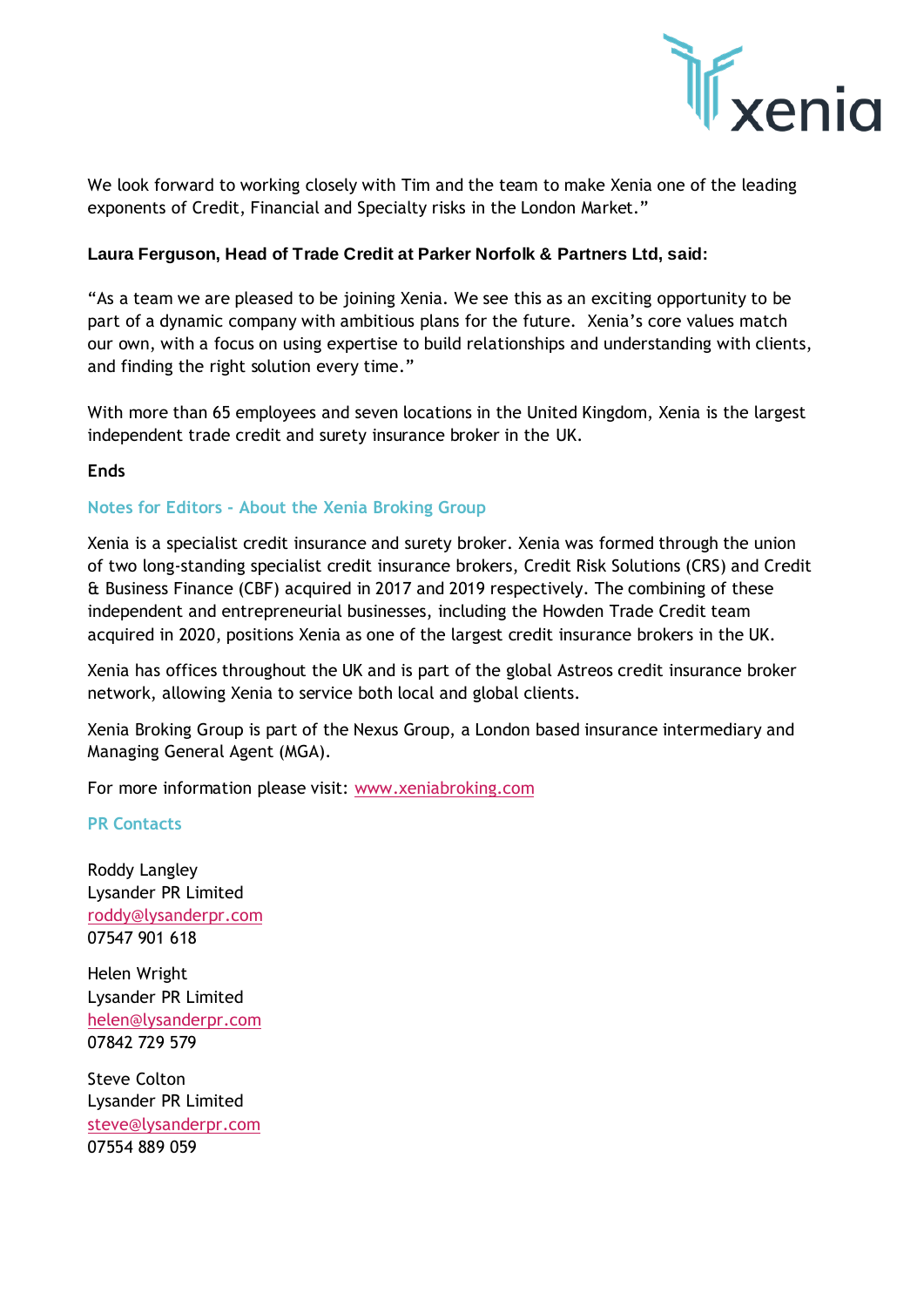We look forward to working closely with Tim and the team to make Xenia one of the leading exponents of Credit, Financial and Specialty risks in the London Market."

**Laura Ferguson, Head of Trade Credit at Parker Norfolk & Partners Ltd, said:**

"As a team we are pleased to be joining Xenia. We see this as an exciting opportunity to be part of a dynamic company with ambitious plans for the future. Xenia's core values match our own, with a focus on using expertise to build relationships and understanding with clients, and finding the right solution every time."

With more than 65 employees and seven locations in the United Kingdom, Xenia is the largest independent trade credit and surety insurance broker in the UK.

**Ends**

## Notes for Editors - About the Xenia Broking Group

Xenia is a specialist credit insurance and surety broker. Xenia was formed through the union of two long-standing specialist credit insurance brokers, Credit Risk Solutions (CRS) and Credit & Business Finance (CBF) acquired in 2017 and 2019 respectively. The combining of these independent and entrepreneurial businesses, including the Howden Trade Credit team acquired in 2020, positions Xenia as one of the largest credit insurance brokers in the UK.

Xenia has offices throughout the UK and is part of the global Astreos credit insurance broker network, allowing Xenia to service both local and global clients.

Xenia Broking Group is part of the Nexus Group, a London based insurance intermediary and Managing General Agent (MGA).

For more information please visit: www.xeniabroking.com

## PR Contacts

Roddy Langley
Lysander PR Limited
roddy@lysanderpr.com
07547 901 618

Helen Wright
Lysander PR Limited
helen@lysanderpr.com
07842 729 579

Steve Colton
Lysander PR Limited
steve@lysanderpr.com
07554 889 059